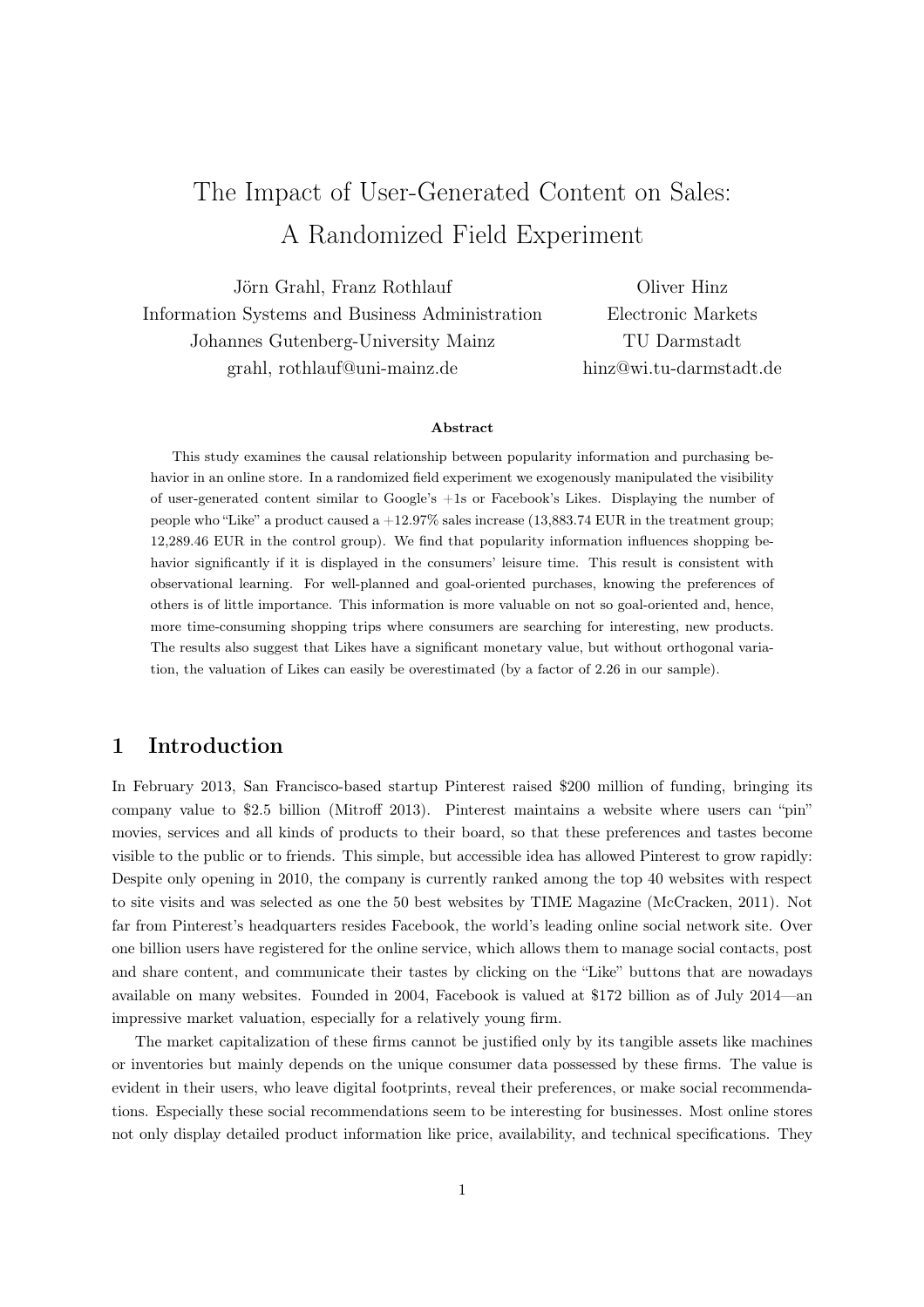# The Impact of User-Generated Content on Sales: A Randomized Field Experiment

Jörn Grahl, Franz Rothlauf
Information Systems and Business Administration
Johannes Gutenberg-University Mainz
grahl, rothlauf@uni-mainz.de

Oliver Hinz
Electronic Markets
TU Darmstadt
hinz@wi.tu-darmstadt.de

**Abstract**

This study examines the causal relationship between popularity information and purchasing behavior in an online store. In a randomized field experiment we exogenously manipulated the visibility of user-generated content similar to Google's +1s or Facebook's Likes. Displaying the number of people who "Like" a product caused a +12.97% sales increase (13,883.74 EUR in the treatment group; 12,289.46 EUR in the control group). We find that popularity information influences shopping behavior significantly if it is displayed in the consumers' leisure time. This result is consistent with observational learning. For well-planned and goal-oriented purchases, knowing the preferences of others is of little importance. This information is more valuable on not so goal-oriented and, hence, more time-consuming shopping trips where consumers are searching for interesting, new products. The results also suggest that Likes have a significant monetary value, but without orthogonal variation, the valuation of Likes can easily be overestimated (by a factor of 2.26 in our sample).

## 1 Introduction

In February 2013, San Francisco-based startup Pinterest raised $200 million of funding, bringing its company value to $2.5 billion (Mitroff 2013). Pinterest maintains a website where users can "pin" movies, services and all kinds of products to their board, so that these preferences and tastes become visible to the public or to friends. This simple, but accessible idea has allowed Pinterest to grow rapidly: Despite only opening in 2010, the company is currently ranked among the top 40 websites with respect to site visits and was selected as one the 50 best websites by TIME Magazine (McCracken, 2011). Not far from Pinterest's headquarters resides Facebook, the world's leading online social network site. Over one billion users have registered for the online service, which allows them to manage social contacts, post and share content, and communicate their tastes by clicking on the "Like" buttons that are nowadays available on many websites. Founded in 2004, Facebook is valued at $172 billion as of July 2014—an impressive market valuation, especially for a relatively young firm.

The market capitalization of these firms cannot be justified only by its tangible assets like machines or inventories but mainly depends on the unique consumer data possessed by these firms. The value is evident in their users, who leave digital footprints, reveal their preferences, or make social recommendations. Especially these social recommendations seem to be interesting for businesses. Most online stores not only display detailed product information like price, availability, and technical specifications. They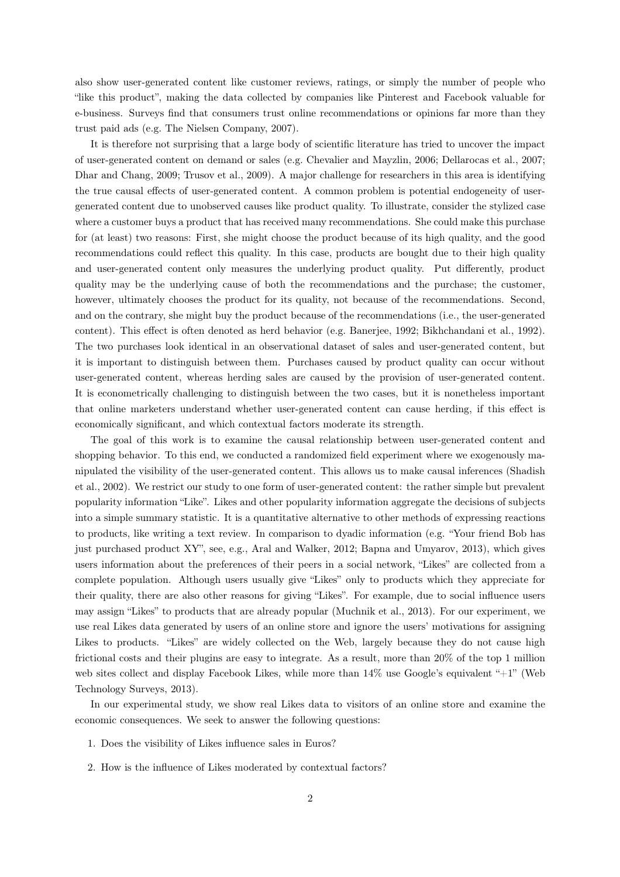also show user-generated content like customer reviews, ratings, or simply the number of people who "like this product", making the data collected by companies like Pinterest and Facebook valuable for e-business. Surveys find that consumers trust online recommendations or opinions far more than they trust paid ads (e.g. The Nielsen Company, 2007).

It is therefore not surprising that a large body of scientific literature has tried to uncover the impact of user-generated content on demand or sales (e.g. Chevalier and Mayzlin, 2006; Dellarocas et al., 2007; Dhar and Chang, 2009; Trusov et al., 2009). A major challenge for researchers in this area is identifying the true causal effects of user-generated content. A common problem is potential endogeneity of user-generated content due to unobserved causes like product quality. To illustrate, consider the stylized case where a customer buys a product that has received many recommendations. She could make this purchase for (at least) two reasons: First, she might choose the product because of its high quality, and the good recommendations could reflect this quality. In this case, products are bought due to their high quality and user-generated content only measures the underlying product quality. Put differently, product quality may be the underlying cause of both the recommendations and the purchase; the customer, however, ultimately chooses the product for its quality, not because of the recommendations. Second, and on the contrary, she might buy the product because of the recommendations (i.e., the user-generated content). This effect is often denoted as herd behavior (e.g. Banerjee, 1992; Bikhchandani et al., 1992). The two purchases look identical in an observational dataset of sales and user-generated content, but it is important to distinguish between them. Purchases caused by product quality can occur without user-generated content, whereas herding sales are caused by the provision of user-generated content. It is econometrically challenging to distinguish between the two cases, but it is nonetheless important that online marketers understand whether user-generated content can cause herding, if this effect is economically significant, and which contextual factors moderate its strength.

The goal of this work is to examine the causal relationship between user-generated content and shopping behavior. To this end, we conducted a randomized field experiment where we exogenously manipulated the visibility of the user-generated content. This allows us to make causal inferences (Shadish et al., 2002). We restrict our study to one form of user-generated content: the rather simple but prevalent popularity information "Like". Likes and other popularity information aggregate the decisions of subjects into a simple summary statistic. It is a quantitative alternative to other methods of expressing reactions to products, like writing a text review. In comparison to dyadic information (e.g. "Your friend Bob has just purchased product XY", see, e.g., Aral and Walker, 2012; Bapna and Umyarov, 2013), which gives users information about the preferences of their peers in a social network, "Likes" are collected from a complete population. Although users usually give "Likes" only to products which they appreciate for their quality, there are also other reasons for giving "Likes". For example, due to social influence users may assign "Likes" to products that are already popular (Muchnik et al., 2013). For our experiment, we use real Likes data generated by users of an online store and ignore the users' motivations for assigning Likes to products. "Likes" are widely collected on the Web, largely because they do not cause high frictional costs and their plugins are easy to integrate. As a result, more than 20% of the top 1 million web sites collect and display Facebook Likes, while more than 14% use Google's equivalent "+1" (Web Technology Surveys, 2013).

In our experimental study, we show real Likes data to visitors of an online store and examine the economic consequences. We seek to answer the following questions:

1. Does the visibility of Likes influence sales in Euros?
2. How is the influence of Likes moderated by contextual factors?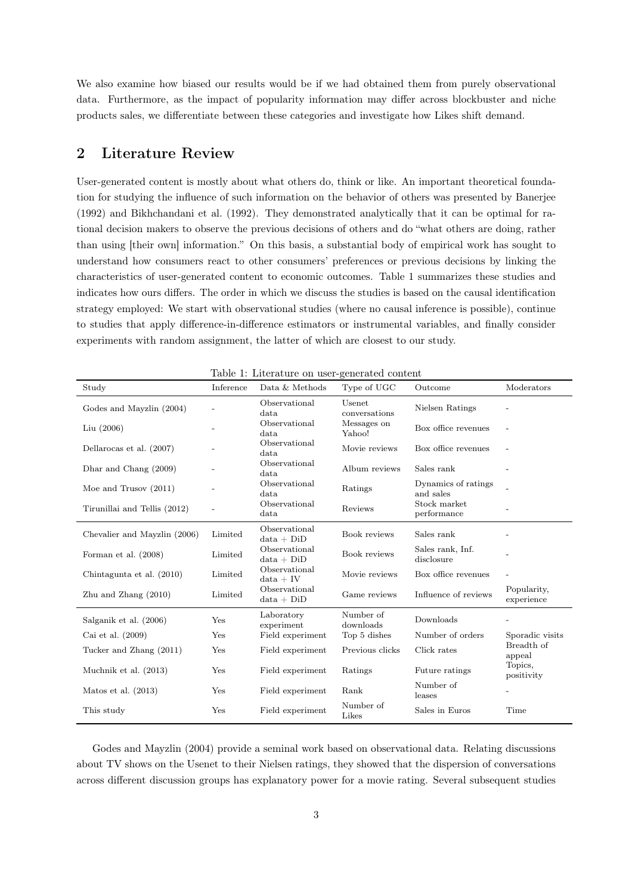We also examine how biased our results would be if we had obtained them from purely observational data. Furthermore, as the impact of popularity information may differ across blockbuster and niche products sales, we differentiate between these categories and investigate how Likes shift demand.

## 2 Literature Review

User-generated content is mostly about what others do, think or like. An important theoretical foundation for studying the influence of such information on the behavior of others was presented by Banerjee (1992) and Bikhchandani et al. (1992). They demonstrated analytically that it can be optimal for rational decision makers to observe the previous decisions of others and do "what others are doing, rather than using [their own] information." On this basis, a substantial body of empirical work has sought to understand how consumers react to other consumers' preferences or previous decisions by linking the characteristics of user-generated content to economic outcomes. Table 1 summarizes these studies and indicates how ours differs. The order in which we discuss the studies is based on the causal identification strategy employed: We start with observational studies (where no causal inference is possible), continue to studies that apply difference-in-difference estimators or instrumental variables, and finally consider experiments with random assignment, the latter of which are closest to our study.

Table 1: Literature on user-generated content

| Study | Inference | Data & Methods | Type of UGC | Outcome | Moderators |
|---|---|---|---|---|---|
| Godes and Mayzlin (2004) | - | Observational data | Usenet conversations | Nielsen Ratings | - |
| Liu (2006) | - | Observational data | Messages on Yahoo! | Box office revenues | - |
| Dellarocas et al. (2007) | - | Observational data | Movie reviews | Box office revenues | - |
| Dhar and Chang (2009) | - | Observational data | Album reviews | Sales rank | - |
| Moe and Trusov (2011) | - | Observational data | Ratings | Dynamics of ratings and sales | - |
| Tirunillai and Tellis (2012) | - | Observational data | Reviews | Stock market performance | - |
| Chevalier and Mayzlin (2006) | Limited | Observational data + DiD | Book reviews | Sales rank | - |
| Forman et al. (2008) | Limited | Observational data + DiD | Book reviews | Sales rank, Inf. disclosure | - |
| Chintagunta et al. (2010) | Limited | Observational data + IV | Movie reviews | Box office revenues | - |
| Zhu and Zhang (2010) | Limited | Observational data + DiD | Game reviews | Influence of reviews | Popularity, experience |
| Salganik et al. (2006) | Yes | Laboratory experiment | Number of downloads | Downloads | - |
| Cai et al. (2009) | Yes | Field experiment | Top 5 dishes | Number of orders | Sporadic visits |
| Tucker and Zhang (2011) | Yes | Field experiment | Previous clicks | Click rates | Breadth of appeal |
| Muchnik et al. (2013) | Yes | Field experiment | Ratings | Future ratings | Topics, positivity |
| Matos et al. (2013) | Yes | Field experiment | Rank | Number of leases | - |
| This study | Yes | Field experiment | Number of Likes | Sales in Euros | Time |

Godes and Mayzlin (2004) provide a seminal work based on observational data. Relating discussions about TV shows on the Usenet to their Nielsen ratings, they showed that the dispersion of conversations across different discussion groups has explanatory power for a movie rating. Several subsequent studies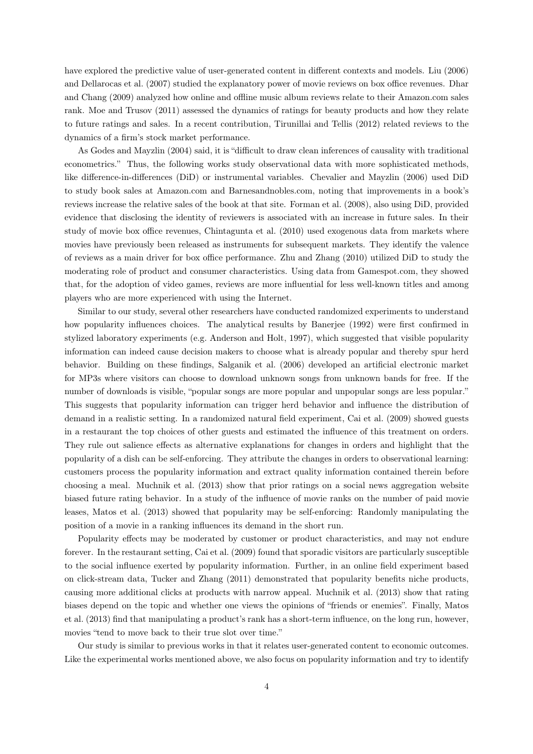have explored the predictive value of user-generated content in different contexts and models. Liu (2006) and Dellarocas et al. (2007) studied the explanatory power of movie reviews on box office revenues. Dhar and Chang (2009) analyzed how online and offline music album reviews relate to their Amazon.com sales rank. Moe and Trusov (2011) assessed the dynamics of ratings for beauty products and how they relate to future ratings and sales. In a recent contribution, Tirunillai and Tellis (2012) related reviews to the dynamics of a firm's stock market performance.

As Godes and Mayzlin (2004) said, it is "difficult to draw clean inferences of causality with traditional econometrics." Thus, the following works study observational data with more sophisticated methods, like difference-in-differences (DiD) or instrumental variables. Chevalier and Mayzlin (2006) used DiD to study book sales at Amazon.com and Barnesandnobles.com, noting that improvements in a book's reviews increase the relative sales of the book at that site. Forman et al. (2008), also using DiD, provided evidence that disclosing the identity of reviewers is associated with an increase in future sales. In their study of movie box office revenues, Chintagunta et al. (2010) used exogenous data from markets where movies have previously been released as instruments for subsequent markets. They identify the valence of reviews as a main driver for box office performance. Zhu and Zhang (2010) utilized DiD to study the moderating role of product and consumer characteristics. Using data from Gamespot.com, they showed that, for the adoption of video games, reviews are more influential for less well-known titles and among players who are more experienced with using the Internet.

Similar to our study, several other researchers have conducted randomized experiments to understand how popularity influences choices. The analytical results by Banerjee (1992) were first confirmed in stylized laboratory experiments (e.g. Anderson and Holt, 1997), which suggested that visible popularity information can indeed cause decision makers to choose what is already popular and thereby spur herd behavior. Building on these findings, Salganik et al. (2006) developed an artificial electronic market for MP3s where visitors can choose to download unknown songs from unknown bands for free. If the number of downloads is visible, "popular songs are more popular and unpopular songs are less popular." This suggests that popularity information can trigger herd behavior and influence the distribution of demand in a realistic setting. In a randomized natural field experiment, Cai et al. (2009) showed guests in a restaurant the top choices of other guests and estimated the influence of this treatment on orders. They rule out salience effects as alternative explanations for changes in orders and highlight that the popularity of a dish can be self-enforcing. They attribute the changes in orders to observational learning: customers process the popularity information and extract quality information contained therein before choosing a meal. Muchnik et al. (2013) show that prior ratings on a social news aggregation website biased future rating behavior. In a study of the influence of movie ranks on the number of paid movie leases, Matos et al. (2013) showed that popularity may be self-enforcing: Randomly manipulating the position of a movie in a ranking influences its demand in the short run.

Popularity effects may be moderated by customer or product characteristics, and may not endure forever. In the restaurant setting, Cai et al. (2009) found that sporadic visitors are particularly susceptible to the social influence exerted by popularity information. Further, in an online field experiment based on click-stream data, Tucker and Zhang (2011) demonstrated that popularity benefits niche products, causing more additional clicks at products with narrow appeal. Muchnik et al. (2013) show that rating biases depend on the topic and whether one views the opinions of "friends or enemies". Finally, Matos et al. (2013) find that manipulating a product's rank has a short-term influence, on the long run, however, movies "tend to move back to their true slot over time."

Our study is similar to previous works in that it relates user-generated content to economic outcomes. Like the experimental works mentioned above, we also focus on popularity information and try to identify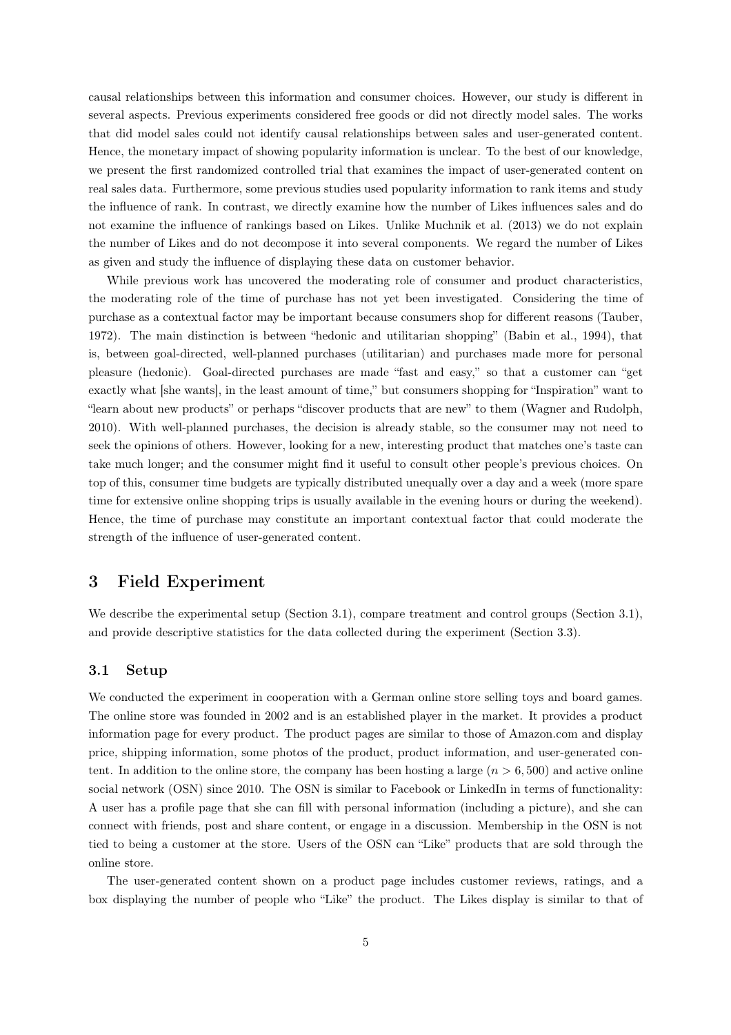causal relationships between this information and consumer choices. However, our study is different in several aspects. Previous experiments considered free goods or did not directly model sales. The works that did model sales could not identify causal relationships between sales and user-generated content. Hence, the monetary impact of showing popularity information is unclear. To the best of our knowledge, we present the first randomized controlled trial that examines the impact of user-generated content on real sales data. Furthermore, some previous studies used popularity information to rank items and study the influence of rank. In contrast, we directly examine how the number of Likes influences sales and do not examine the influence of rankings based on Likes. Unlike Muchnik et al. (2013) we do not explain the number of Likes and do not decompose it into several components. We regard the number of Likes as given and study the influence of displaying these data on customer behavior.

While previous work has uncovered the moderating role of consumer and product characteristics, the moderating role of the time of purchase has not yet been investigated. Considering the time of purchase as a contextual factor may be important because consumers shop for different reasons (Tauber, 1972). The main distinction is between "hedonic and utilitarian shopping" (Babin et al., 1994), that is, between goal-directed, well-planned purchases (utilitarian) and purchases made more for personal pleasure (hedonic). Goal-directed purchases are made "fast and easy," so that a customer can "get exactly what [she wants], in the least amount of time," but consumers shopping for "Inspiration" want to "learn about new products" or perhaps "discover products that are new" to them (Wagner and Rudolph, 2010). With well-planned purchases, the decision is already stable, so the consumer may not need to seek the opinions of others. However, looking for a new, interesting product that matches one's taste can take much longer; and the consumer might find it useful to consult other people's previous choices. On top of this, consumer time budgets are typically distributed unequally over a day and a week (more spare time for extensive online shopping trips is usually available in the evening hours or during the weekend). Hence, the time of purchase may constitute an important contextual factor that could moderate the strength of the influence of user-generated content.

# 3 Field Experiment

We describe the experimental setup (Section 3.1), compare treatment and control groups (Section 3.1), and provide descriptive statistics for the data collected during the experiment (Section 3.3).

## 3.1 Setup

We conducted the experiment in cooperation with a German online store selling toys and board games. The online store was founded in 2002 and is an established player in the market. It provides a product information page for every product. The product pages are similar to those of Amazon.com and display price, shipping information, some photos of the product, product information, and user-generated content. In addition to the online store, the company has been hosting a large ($n > 6,500$) and active online social network (OSN) since 2010. The OSN is similar to Facebook or LinkedIn in terms of functionality: A user has a profile page that she can fill with personal information (including a picture), and she can connect with friends, post and share content, or engage in a discussion. Membership in the OSN is not tied to being a customer at the store. Users of the OSN can "Like" products that are sold through the online store.

The user-generated content shown on a product page includes customer reviews, ratings, and a box displaying the number of people who "Like" the product. The Likes display is similar to that of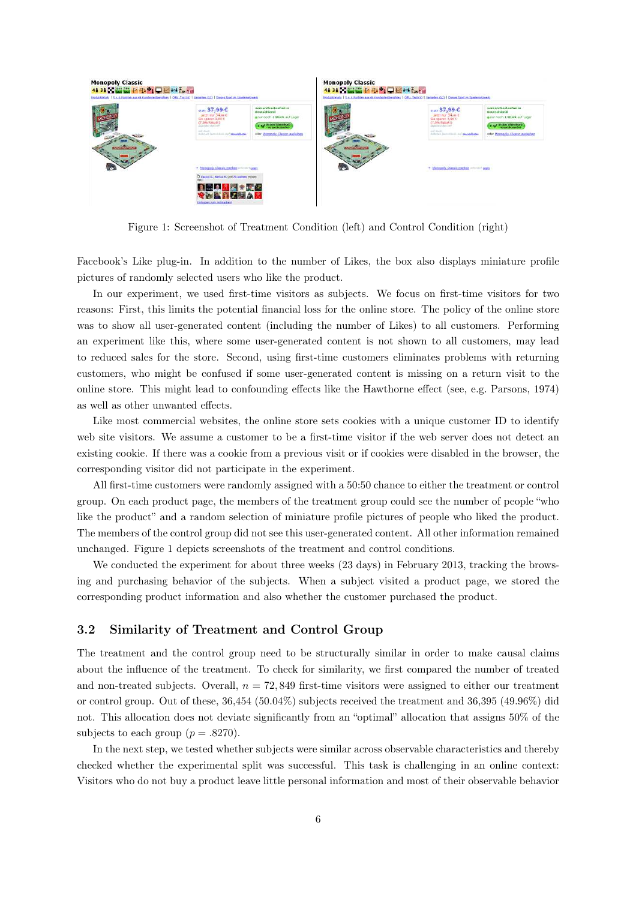Figure 1: Screenshot of Treatment Condition (left) and Control Condition (right)

Facebook's Like plug-in. In addition to the number of Likes, the box also displays miniature profile pictures of randomly selected users who like the product.

In our experiment, we used first-time visitors as subjects. We focus on first-time visitors for two reasons: First, this limits the potential financial loss for the online store. The policy of the online store was to show all user-generated content (including the number of Likes) to all customers. Performing an experiment like this, where some user-generated content is not shown to all customers, may lead to reduced sales for the store. Second, using first-time customers eliminates problems with returning customers, who might be confused if some user-generated content is missing on a return visit to the online store. This might lead to confounding effects like the Hawthorne effect (see, e.g. Parsons, 1974) as well as other unwanted effects.

Like most commercial websites, the online store sets cookies with a unique customer ID to identify web site visitors. We assume a customer to be a first-time visitor if the web server does not detect an existing cookie. If there was a cookie from a previous visit or if cookies were disabled in the browser, the corresponding visitor did not participate in the experiment.

All first-time customers were randomly assigned with a 50:50 chance to either the treatment or control group. On each product page, the members of the treatment group could see the number of people "who like the product" and a random selection of miniature profile pictures of people who liked the product. The members of the control group did not see this user-generated content. All other information remained unchanged. Figure 1 depicts screenshots of the treatment and control conditions.

We conducted the experiment for about three weeks (23 days) in February 2013, tracking the browsing and purchasing behavior of the subjects. When a subject visited a product page, we stored the corresponding product information and also whether the customer purchased the product.

## 3.2 Similarity of Treatment and Control Group

The treatment and the control group need to be structurally similar in order to make causal claims about the influence of the treatment. To check for similarity, we first compared the number of treated and non-treated subjects. Overall, $n = 72,849$ first-time visitors were assigned to either our treatment or control group. Out of these, 36,454 (50.04%) subjects received the treatment and 36,395 (49.96%) did not. This allocation does not deviate significantly from an "optimal" allocation that assigns 50% of the subjects to each group ($p = .8270$).

In the next step, we tested whether subjects were similar across observable characteristics and thereby checked whether the experimental split was successful. This task is challenging in an online context: Visitors who do not buy a product leave little personal information and most of their observable behavior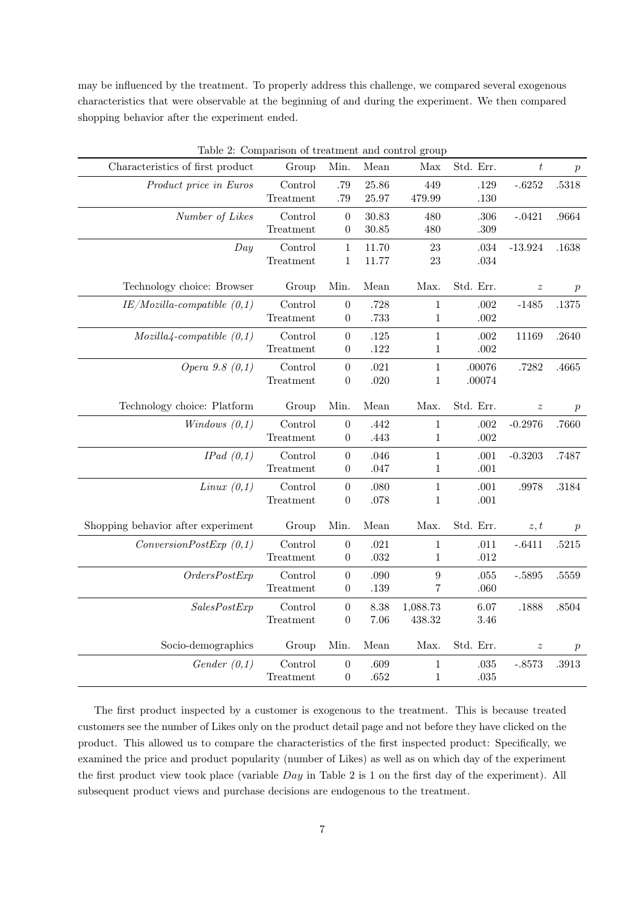may be influenced by the treatment. To properly address this challenge, we compared several exogenous characteristics that were observable at the beginning of and during the experiment. We then compared shopping behavior after the experiment ended.

Table 2: Comparison of treatment and control group

| Characteristics of first product | Group | Min. | Mean | Max | Std. Err. | $t$ | $p$ |
|---|---|---|---|---|---|---|---|
| *Product price in Euros* | Control | .79 | 25.86 | 449 | .129 | -.6252 | .5318 |
| | Treatment | .79 | 25.97 | 479.99 | .130 | | |
| *Number of Likes* | Control | 0 | 30.83 | 480 | .306 | -.0421 | .9664 |
| | Treatment | 0 | 30.85 | 480 | .309 | | |
| *Day* | Control | 1 | 11.70 | 23 | .034 | -13.924 | .1638 |
| | Treatment | 1 | 11.77 | 23 | .034 | | |
| **Technology choice: Browser** | **Group** | **Min.** | **Mean** | **Max.** | **Std. Err.** | $z$ | $p$ |
| *IE/Mozilla-compatible (0,1)* | Control | 0 | .728 | 1 | .002 | -1485 | .1375 |
| | Treatment | 0 | .733 | 1 | .002 | | |
| *Mozilla4-compatible (0,1)* | Control | 0 | .125 | 1 | .002 | 11169 | .2640 |
| | Treatment | 0 | .122 | 1 | .002 | | |
| *Opera 9.8 (0,1)* | Control | 0 | .021 | 1 | .00076 | .7282 | .4665 |
| | Treatment | 0 | .020 | 1 | .00074 | | |
| **Technology choice: Platform** | **Group** | **Min.** | **Mean** | **Max.** | **Std. Err.** | $z$ | $p$ |
| *Windows (0,1)* | Control | 0 | .442 | 1 | .002 | -0.2976 | .7660 |
| | Treatment | 0 | .443 | 1 | .002 | | |
| *IPad (0,1)* | Control | 0 | .046 | 1 | .001 | -0.3203 | .7487 |
| | Treatment | 0 | .047 | 1 | .001 | | |
| *Linux (0,1)* | Control | 0 | .080 | 1 | .001 | .9978 | .3184 |
| | Treatment | 0 | .078 | 1 | .001 | | |
| **Shopping behavior after experiment** | **Group** | **Min.** | **Mean** | **Max.** | **Std. Err.** | $z, t$ | $p$ |
| *ConversionPostExp (0,1)* | Control | 0 | .021 | 1 | .011 | -.6411 | .5215 |
| | Treatment | 0 | .032 | 1 | .012 | | |
| *OrdersPostExp* | Control | 0 | .090 | 9 | .055 | -.5895 | .5559 |
| | Treatment | 0 | .139 | 7 | .060 | | |
| *SalesPostExp* | Control | 0 | 8.38 | 1,088.73 | 6.07 | .1888 | .8504 |
| | Treatment | 0 | 7.06 | 438.32 | 3.46 | | |
| **Socio-demographics** | **Group** | **Min.** | **Mean** | **Max.** | **Std. Err.** | $z$ | $p$ |
| *Gender (0,1)* | Control | 0 | .609 | 1 | .035 | -.8573 | .3913 |
| | Treatment | 0 | .652 | 1 | .035 | | |

The first product inspected by a customer is exogenous to the treatment. This is because treated customers see the number of Likes only on the product detail page and not before they have clicked on the product. This allowed us to compare the characteristics of the first inspected product: Specifically, we examined the price and product popularity (number of Likes) as well as on which day of the experiment the first product view took place (variable *Day* in Table 2 is 1 on the first day of the experiment). All subsequent product views and purchase decisions are endogenous to the treatment.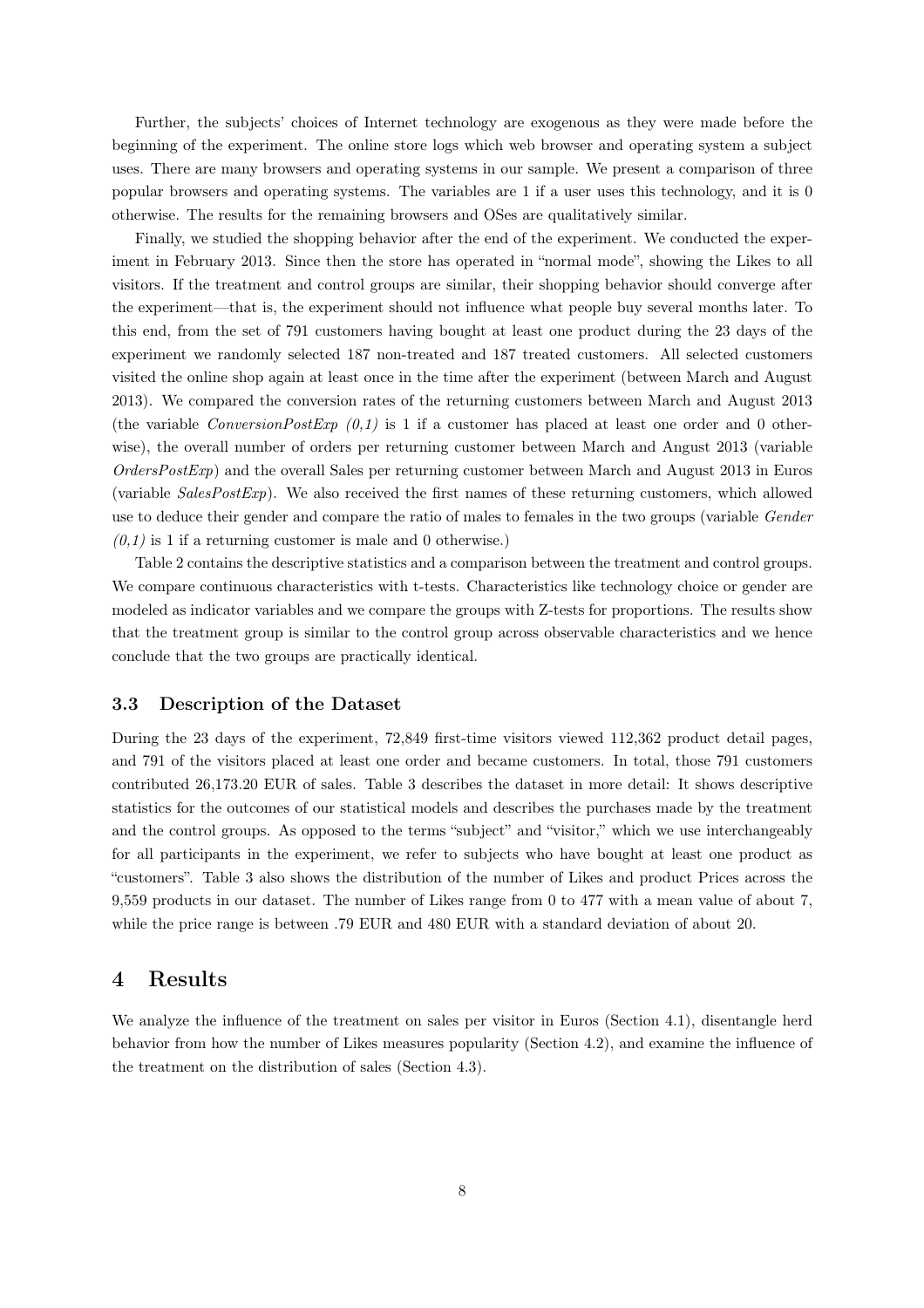Further, the subjects' choices of Internet technology are exogenous as they were made before the beginning of the experiment. The online store logs which web browser and operating system a subject uses. There are many browsers and operating systems in our sample. We present a comparison of three popular browsers and operating systems. The variables are 1 if a user uses this technology, and it is 0 otherwise. The results for the remaining browsers and OSes are qualitatively similar.

Finally, we studied the shopping behavior after the end of the experiment. We conducted the experiment in February 2013. Since then the store has operated in "normal mode", showing the Likes to all visitors. If the treatment and control groups are similar, their shopping behavior should converge after the experiment—that is, the experiment should not influence what people buy several months later. To this end, from the set of 791 customers having bought at least one product during the 23 days of the experiment we randomly selected 187 non-treated and 187 treated customers. All selected customers visited the online shop again at least once in the time after the experiment (between March and August 2013). We compared the conversion rates of the returning customers between March and August 2013 (the variable *ConversionPostExp (0,1)* is 1 if a customer has placed at least one order and 0 otherwise), the overall number of orders per returning customer between March and Angust 2013 (variable *OrdersPostExp*) and the overall Sales per returning customer between March and August 2013 in Euros (variable *SalesPostExp*). We also received the first names of these returning customers, which allowed use to deduce their gender and compare the ratio of males to females in the two groups (variable *Gender (0,1)* is 1 if a returning customer is male and 0 otherwise.)

Table 2 contains the descriptive statistics and a comparison between the treatment and control groups. We compare continuous characteristics with t-tests. Characteristics like technology choice or gender are modeled as indicator variables and we compare the groups with Z-tests for proportions. The results show that the treatment group is similar to the control group across observable characteristics and we hence conclude that the two groups are practically identical.

### 3.3 Description of the Dataset

During the 23 days of the experiment, 72,849 first-time visitors viewed 112,362 product detail pages, and 791 of the visitors placed at least one order and became customers. In total, those 791 customers contributed 26,173.20 EUR of sales. Table 3 describes the dataset in more detail: It shows descriptive statistics for the outcomes of our statistical models and describes the purchases made by the treatment and the control groups. As opposed to the terms "subject" and "visitor," which we use interchangeably for all participants in the experiment, we refer to subjects who have bought at least one product as "customers". Table 3 also shows the distribution of the number of Likes and product Prices across the 9,559 products in our dataset. The number of Likes range from 0 to 477 with a mean value of about 7, while the price range is between .79 EUR and 480 EUR with a standard deviation of about 20.

## 4 Results

We analyze the influence of the treatment on sales per visitor in Euros (Section 4.1), disentangle herd behavior from how the number of Likes measures popularity (Section 4.2), and examine the influence of the treatment on the distribution of sales (Section 4.3).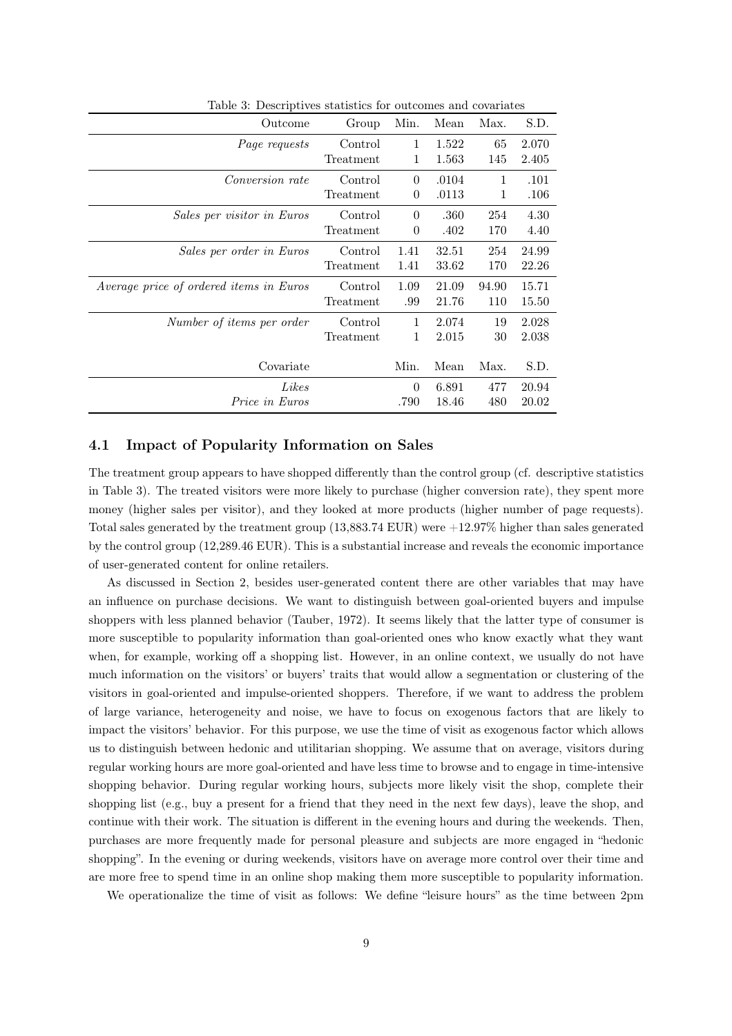Table 3: Descriptives statistics for outcomes and covariates

| Outcome | Group | Min. | Mean | Max. | S.D. |
|---|---|---|---|---|---|
| *Page requests* | Control | 1 | 1.522 | 65 | 2.070 |
| | Treatment | 1 | 1.563 | 145 | 2.405 |
| *Conversion rate* | Control | 0 | .0104 | 1 | .101 |
| | Treatment | 0 | .0113 | 1 | .106 |
| *Sales per visitor in Euros* | Control | 0 | .360 | 254 | 4.30 |
| | Treatment | 0 | .402 | 170 | 4.40 |
| *Sales per order in Euros* | Control | 1.41 | 32.51 | 254 | 24.99 |
| | Treatment | 1.41 | 33.62 | 170 | 22.26 |
| *Average price of ordered items in Euros* | Control | 1.09 | 21.09 | 94.90 | 15.71 |
| | Treatment | .99 | 21.76 | 110 | 15.50 |
| *Number of items per order* | Control | 1 | 2.074 | 19 | 2.028 |
| | Treatment | 1 | 2.015 | 30 | 2.038 |
| Covariate | | Min. | Mean | Max. | S.D. |
| *Likes* | | 0 | 6.891 | 477 | 20.94 |
| *Price in Euros* | | .790 | 18.46 | 480 | 20.02 |

### 4.1 Impact of Popularity Information on Sales

The treatment group appears to have shopped differently than the control group (cf. descriptive statistics in Table 3). The treated visitors were more likely to purchase (higher conversion rate), they spent more money (higher sales per visitor), and they looked at more products (higher number of page requests). Total sales generated by the treatment group (13,883.74 EUR) were +12.97% higher than sales generated by the control group (12,289.46 EUR). This is a substantial increase and reveals the economic importance of user-generated content for online retailers.

As discussed in Section 2, besides user-generated content there are other variables that may have an influence on purchase decisions. We want to distinguish between goal-oriented buyers and impulse shoppers with less planned behavior (Tauber, 1972). It seems likely that the latter type of consumer is more susceptible to popularity information than goal-oriented ones who know exactly what they want when, for example, working off a shopping list. However, in an online context, we usually do not have much information on the visitors' or buyers' traits that would allow a segmentation or clustering of the visitors in goal-oriented and impulse-oriented shoppers. Therefore, if we want to address the problem of large variance, heterogeneity and noise, we have to focus on exogenous factors that are likely to impact the visitors' behavior. For this purpose, we use the time of visit as exogenous factor which allows us to distinguish between hedonic and utilitarian shopping. We assume that on average, visitors during regular working hours are more goal-oriented and have less time to browse and to engage in time-intensive shopping behavior. During regular working hours, subjects more likely visit the shop, complete their shopping list (e.g., buy a present for a friend that they need in the next few days), leave the shop, and continue with their work. The situation is different in the evening hours and during the weekends. Then, purchases are more frequently made for personal pleasure and subjects are more engaged in "hedonic shopping". In the evening or during weekends, visitors have on average more control over their time and are more free to spend time in an online shop making them more susceptible to popularity information.

We operationalize the time of visit as follows: We define "leisure hours" as the time between 2pm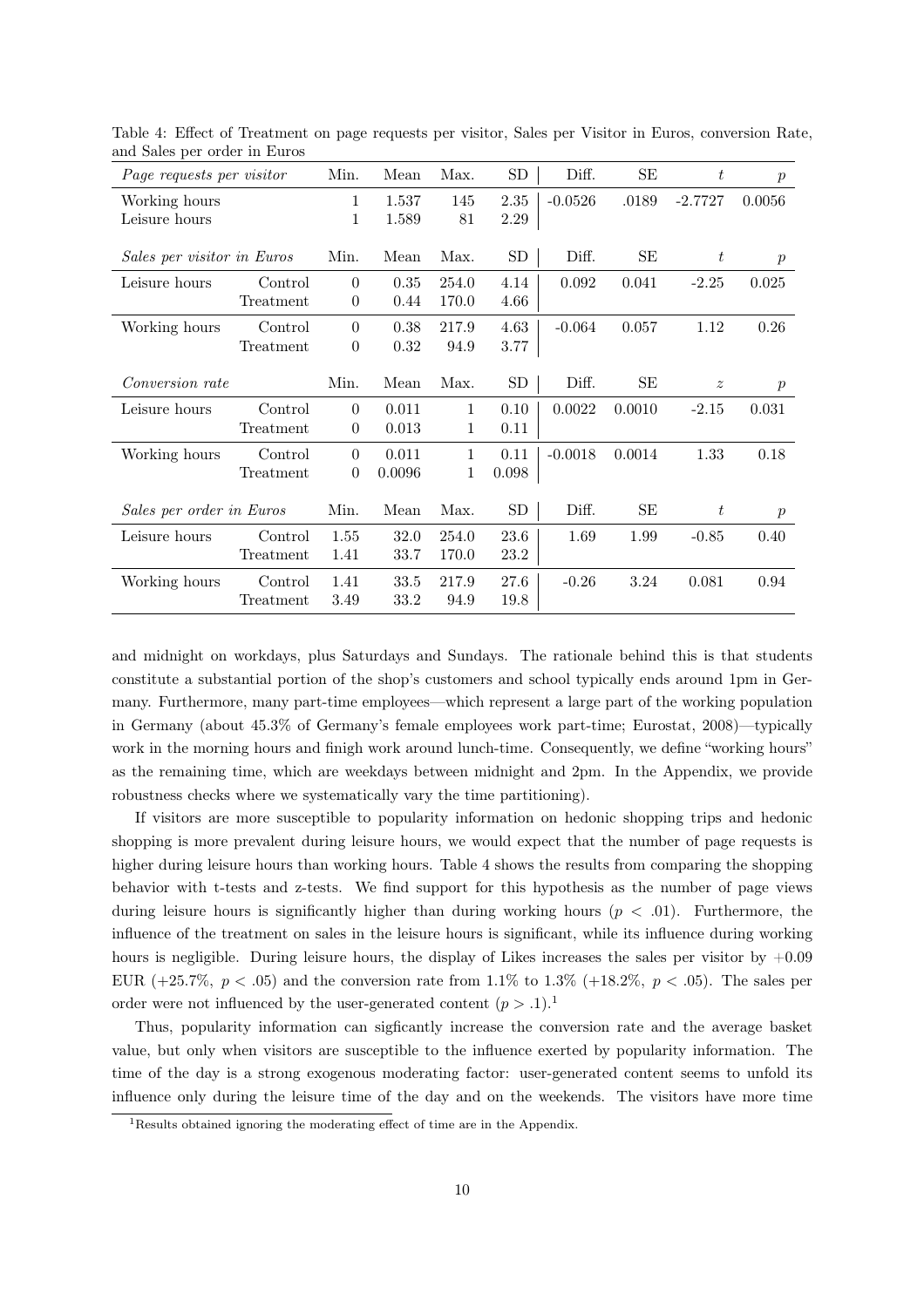Table 4: Effect of Treatment on page requests per visitor, Sales per Visitor in Euros, conversion Rate, and Sales per order in Euros

| *Page requests per visitor* | | Min. | Mean | Max. | SD | Diff. | SE | $t$ | $p$ |
|---|---|---|---|---|---|---|---|---|---|
| Working hours | | 1 | 1.537 | 145 | 2.35 | -0.0526 | .0189 | -2.7727 | 0.0056 |
| Leisure hours | | 1 | 1.589 | 81 | 2.29 | | | | |
| *Sales per visitor in Euros* | | Min. | Mean | Max. | SD | Diff. | SE | $t$ | $p$ |
| Leisure hours | Control | 0 | 0.35 | 254.0 | 4.14 | 0.092 | 0.041 | -2.25 | 0.025 |
| | Treatment | 0 | 0.44 | 170.0 | 4.66 | | | | |
| Working hours | Control | 0 | 0.38 | 217.9 | 4.63 | -0.064 | 0.057 | 1.12 | 0.26 |
| | Treatment | 0 | 0.32 | 94.9 | 3.77 | | | | |
| *Conversion rate* | | Min. | Mean | Max. | SD | Diff. | SE | $z$ | $p$ |
| Leisure hours | Control | 0 | 0.011 | 1 | 0.10 | 0.0022 | 0.0010 | -2.15 | 0.031 |
| | Treatment | 0 | 0.013 | 1 | 0.11 | | | | |
| Working hours | Control | 0 | 0.011 | 1 | 0.11 | -0.0018 | 0.0014 | 1.33 | 0.18 |
| | Treatment | 0 | 0.0096 | 1 | 0.098 | | | | |
| *Sales per order in Euros* | | Min. | Mean | Max. | SD | Diff. | SE | $t$ | $p$ |
| Leisure hours | Control | 1.55 | 32.0 | 254.0 | 23.6 | 1.69 | 1.99 | -0.85 | 0.40 |
| | Treatment | 1.41 | 33.7 | 170.0 | 23.2 | | | | |
| Working hours | Control | 1.41 | 33.5 | 217.9 | 27.6 | -0.26 | 3.24 | 0.081 | 0.94 |
| | Treatment | 3.49 | 33.2 | 94.9 | 19.8 | | | | |

and midnight on workdays, plus Saturdays and Sundays. The rationale behind this is that students constitute a substantial portion of the shop's customers and school typically ends around 1pm in Germany. Furthermore, many part-time employees—which represent a large part of the working population in Germany (about 45.3% of Germany's female employees work part-time; Eurostat, 2008)—typically work in the morning hours and finigh work around lunch-time. Consequently, we define "working hours" as the remaining time, which are weekdays between midnight and 2pm. In the Appendix, we provide robustness checks where we systematically vary the time partitioning).

If visitors are more susceptible to popularity information on hedonic shopping trips and hedonic shopping is more prevalent during leisure hours, we would expect that the number of page requests is higher during leisure hours than working hours. Table 4 shows the results from comparing the shopping behavior with t-tests and z-tests. We find support for this hypothesis as the number of page views during leisure hours is significantly higher than during working hours ($p < .01$). Furthermore, the influence of the treatment on sales in the leisure hours is significant, while its influence during working hours is negligible. During leisure hours, the display of Likes increases the sales per visitor by $+0.09$ EUR (+25.7%, $p < .05$) and the conversion rate from 1.1% to 1.3% (+18.2%, $p < .05$). The sales per order were not influenced by the user-generated content ($p > .1$).[1]

Thus, popularity information can sigficantly increase the conversion rate and the average basket value, but only when visitors are susceptible to the influence exerted by popularity information. The time of the day is a strong exogenous moderating factor: user-generated content seems to unfold its influence only during the leisure time of the day and on the weekends. The visitors have more time

[1] Results obtained ignoring the moderating effect of time are in the Appendix.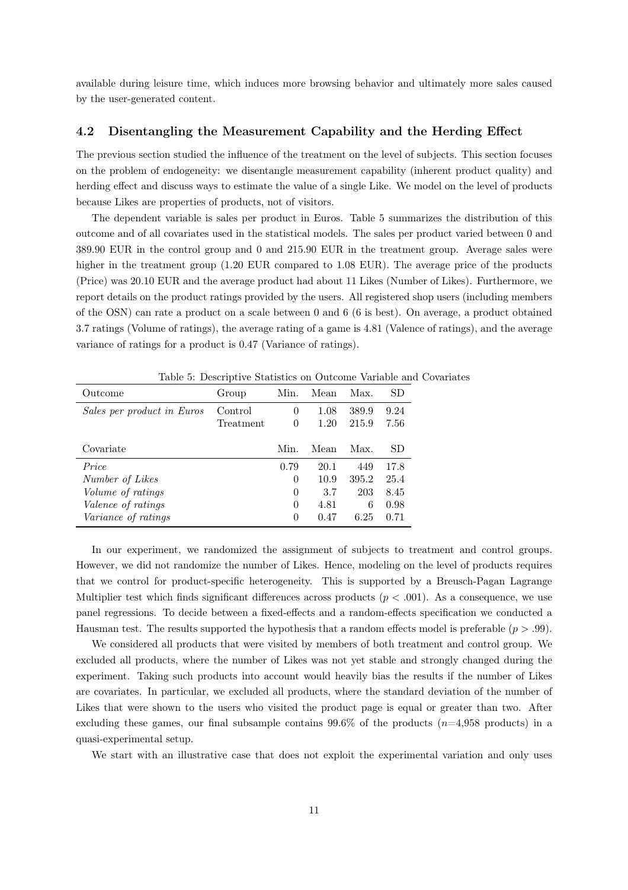available during leisure time, which induces more browsing behavior and ultimately more sales caused by the user-generated content.

### 4.2 Disentangling the Measurement Capability and the Herding Effect

The previous section studied the influence of the treatment on the level of subjects. This section focuses on the problem of endogeneity: we disentangle measurement capability (inherent product quality) and herding effect and discuss ways to estimate the value of a single Like. We model on the level of products because Likes are properties of products, not of visitors.

The dependent variable is sales per product in Euros. Table 5 summarizes the distribution of this outcome and of all covariates used in the statistical models. The sales per product varied between 0 and 389.90 EUR in the control group and 0 and 215.90 EUR in the treatment group. Average sales were higher in the treatment group (1.20 EUR compared to 1.08 EUR). The average price of the products (Price) was 20.10 EUR and the average product had about 11 Likes (Number of Likes). Furthermore, we report details on the product ratings provided by the users. All registered shop users (including members of the OSN) can rate a product on a scale between 0 and 6 (6 is best). On average, a product obtained 3.7 ratings (Volume of ratings), the average rating of a game is 4.81 (Valence of ratings), and the average variance of ratings for a product is 0.47 (Variance of ratings).

Table 5: Descriptive Statistics on Outcome Variable and Covariates

| Outcome | Group | Min. | Mean | Max. | SD |
|---|---|---|---|---|---|
| *Sales per product in Euros* | Control | 0 | 1.08 | 389.9 | 9.24 |
| | Treatment | 0 | 1.20 | 215.9 | 7.56 |
| **Covariate** | | **Min.** | **Mean** | **Max.** | **SD** |
| *Price* | | 0.79 | 20.1 | 449 | 17.8 |
| *Number of Likes* | | 0 | 10.9 | 395.2 | 25.4 |
| *Volume of ratings* | | 0 | 3.7 | 203 | 8.45 |
| *Valence of ratings* | | 0 | 4.81 | 6 | 0.98 |
| *Variance of ratings* | | 0 | 0.47 | 6.25 | 0.71 |

In our experiment, we randomized the assignment of subjects to treatment and control groups. However, we did not randomize the number of Likes. Hence, modeling on the level of products requires that we control for product-specific heterogeneity. This is supported by a Breusch-Pagan Lagrange Multiplier test which finds significant differences across products ($p < .001$). As a consequence, we use panel regressions. To decide between a fixed-effects and a random-effects specification we conducted a Hausman test. The results supported the hypothesis that a random effects model is preferable ($p > .99$).

We considered all products that were visited by members of both treatment and control group. We excluded all products, where the number of Likes was not yet stable and strongly changed during the experiment. Taking such products into account would heavily bias the results if the number of Likes are covariates. In particular, we excluded all products, where the standard deviation of the number of Likes that were shown to the users who visited the product page is equal or greater than two. After excluding these games, our final subsample contains 99.6% of the products ($n$=4,958 products) in a quasi-experimental setup.

We start with an illustrative case that does not exploit the experimental variation and only uses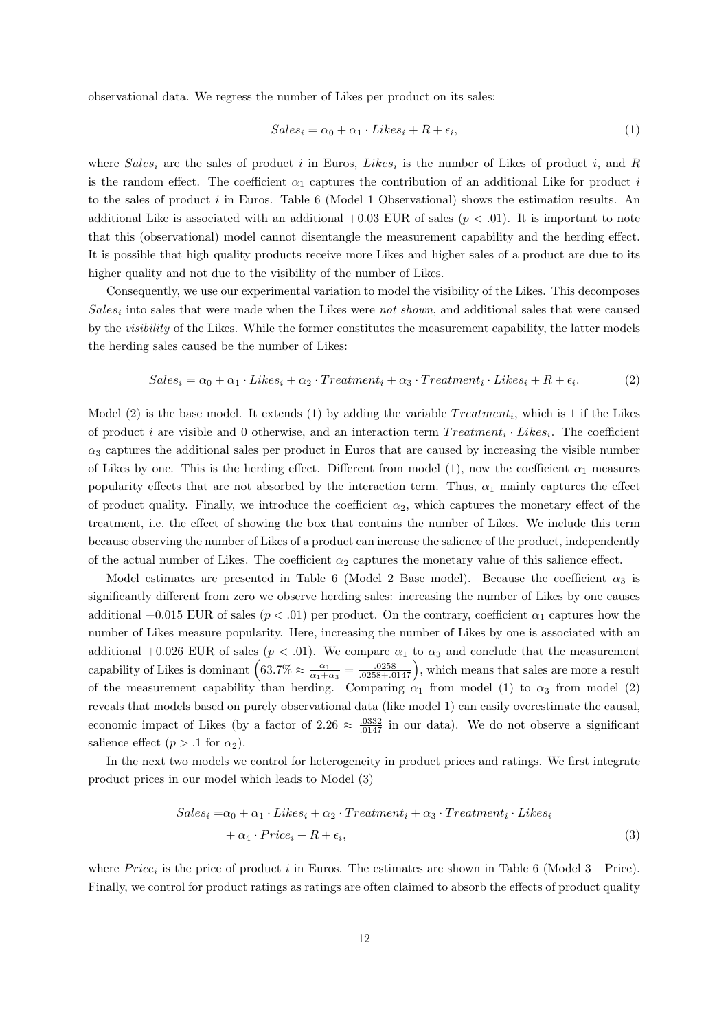observational data. We regress the number of Likes per product on its sales:

$$Sales_i = \alpha_0 + \alpha_1 \cdot Likes_i + R + \epsilon_i, \tag{1}$$

where $Sales_i$ are the sales of product $i$ in Euros, $Likes_i$ is the number of Likes of product $i$, and $R$ is the random effect. The coefficient $\alpha_1$ captures the contribution of an additional Like for product $i$ to the sales of product $i$ in Euros. Table 6 (Model 1 Observational) shows the estimation results. An additional Like is associated with an additional $+0.03$ EUR of sales ($p < .01$). It is important to note that this (observational) model cannot disentangle the measurement capability and the herding effect. It is possible that high quality products receive more Likes and higher sales of a product are due to its higher quality and not due to the visibility of the number of Likes.

Consequently, we use our experimental variation to model the visibility of the Likes. This decomposes $Sales_i$ into sales that were made when the Likes were *not shown*, and additional sales that were caused by the *visibility* of the Likes. While the former constitutes the measurement capability, the latter models the herding sales caused be the number of Likes:

$$Sales_i = \alpha_0 + \alpha_1 \cdot Likes_i + \alpha_2 \cdot Treatment_i + \alpha_3 \cdot Treatment_i \cdot Likes_i + R + \epsilon_i. \tag{2}$$

Model (2) is the base model. It extends (1) by adding the variable $Treatment_i$, which is 1 if the Likes of product $i$ are visible and 0 otherwise, and an interaction term $Treatment_i \cdot Likes_i$. The coefficient $\alpha_3$ captures the additional sales per product in Euros that are caused by increasing the visible number of Likes by one. This is the herding effect. Different from model (1), now the coefficient $\alpha_1$ measures popularity effects that are not absorbed by the interaction term. Thus, $\alpha_1$ mainly captures the effect of product quality. Finally, we introduce the coefficient $\alpha_2$, which captures the monetary effect of the treatment, i.e. the effect of showing the box that contains the number of Likes. We include this term because observing the number of Likes of a product can increase the salience of the product, independently of the actual number of Likes. The coefficient $\alpha_2$ captures the monetary value of this salience effect.

Model estimates are presented in Table 6 (Model 2 Base model). Because the coefficient $\alpha_3$ is significantly different from zero we observe herding sales: increasing the number of Likes by one causes additional $+0.015$ EUR of sales ($p < .01$) per product. On the contrary, coefficient $\alpha_1$ captures how the number of Likes measure popularity. Here, increasing the number of Likes by one is associated with an additional $+0.026$ EUR of sales ($p < .01$). We compare $\alpha_1$ to $\alpha_3$ and conclude that the measurement capability of Likes is dominant $\left(63.7\% \approx \frac{\alpha_1}{\alpha_1 + \alpha_3} = \frac{.0258}{.0258 + .0147}\right)$, which means that sales are more a result of the measurement capability than herding. Comparing $\alpha_1$ from model (1) to $\alpha_3$ from model (2) reveals that models based on purely observational data (like model 1) can easily overestimate the causal, economic impact of Likes (by a factor of $2.26 \approx \frac{.0332}{.0147}$ in our data). We do not observe a significant salience effect ($p > .1$ for $\alpha_2$).

In the next two models we control for heterogeneity in product prices and ratings. We first integrate product prices in our model which leads to Model (3)

$$\begin{aligned} Sales_i =& \alpha_0 + \alpha_1 \cdot Likes_i + \alpha_2 \cdot Treatment_i + \alpha_3 \cdot Treatment_i \cdot Likes_i \\ &+ \alpha_4 \cdot Price_i + R + \epsilon_i, \end{aligned} \tag{3}$$

where $Price_i$ is the price of product $i$ in Euros. The estimates are shown in Table 6 (Model 3 +Price). Finally, we control for product ratings as ratings are often claimed to absorb the effects of product quality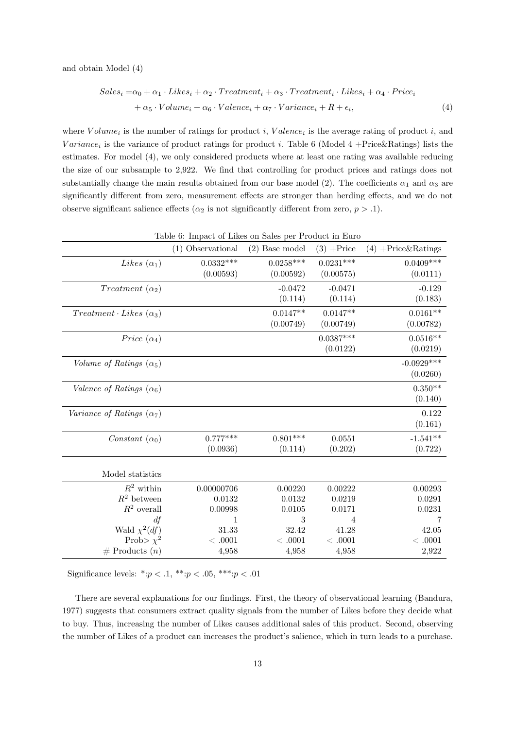and obtain Model (4)

$$\begin{aligned} Sales_i =& \alpha_0 + \alpha_1 \cdot Likes_i + \alpha_2 \cdot Treatment_i + \alpha_3 \cdot Treatment_i \cdot Likes_i + \alpha_4 \cdot Price_i \\ &+ \alpha_5 \cdot Volume_i + \alpha_6 \cdot Valence_i + \alpha_7 \cdot Variance_i + R + \epsilon_i, \end{aligned} \tag{4}$$

where $Volume_i$ is the number of ratings for product $i$, $Valence_i$ is the average rating of product $i$, and $Variance_i$ is the variance of product ratings for product $i$. Table 6 (Model 4 +Price&Ratings) lists the estimates. For model (4), we only considered products where at least one rating was available reducing the size of our subsample to 2,922. We find that controlling for product prices and ratings does not substantially change the main results obtained from our base model (2). The coefficients $\alpha_1$ and $\alpha_3$ are significantly different from zero, measurement effects are stronger than herding effects, and we do not observe significant salience effects ($\alpha_2$ is not significantly different from zero, $p > .1$).

Table 6: Impact of Likes on Sales per Product in Euro

| | (1) Observational | (2) Base model | (3) +Price | (4) +Price&Ratings |
|---|---|---|---|---|
| *Likes* ($\alpha_1$) | 0.0332*** | 0.0258*** | 0.0231*** | 0.0409*** |
| | (0.00593) | (0.00592) | (0.00575) | (0.0111) |
| *Treatment* ($\alpha_2$) | | -0.0472 | -0.0471 | -0.129 |
| | | (0.114) | (0.114) | (0.183) |
| *Treatment* · *Likes* ($\alpha_3$) | | 0.0147** | 0.0147** | 0.0161** |
| | | (0.00749) | (0.00749) | (0.00782) |
| *Price* ($\alpha_4$) | | | 0.0387*** | 0.0516** |
| | | | (0.0122) | (0.0219) |
| *Volume of Ratings* ($\alpha_5$) | | | | -0.0929*** |
| | | | | (0.0260) |
| *Valence of Ratings* ($\alpha_6$) | | | | 0.350** |
| | | | | (0.140) |
| *Variance of Ratings* ($\alpha_7$) | | | | 0.122 |
| | | | | (0.161) |
| *Constant* ($\alpha_0$) | 0.777*** | 0.801*** | 0.0551 | -1.541** |
| | (0.0936) | (0.114) | (0.202) | (0.722) |
| Model statistics | | | | |
| $R^2$ within | 0.00000706 | 0.00220 | 0.00222 | 0.00293 |
| $R^2$ between | 0.0132 | 0.0132 | 0.0219 | 0.0291 |
| $R^2$ overall | 0.00998 | 0.0105 | 0.0171 | 0.0231 |
| *df* | 1 | 3 | 4 | 7 |
| Wald $\chi^2(df)$ | 31.33 | 32.42 | 41.28 | 42.05 |
| Prob> $\chi^2$ | < .0001 | < .0001 | < .0001 | < .0001 |
| # Products ($n$) | 4,958 | 4,958 | 4,958 | 2,922 |

Significance levels: *:$p < .1$, **:$p < .05$, ***:$p < .01$

There are several explanations for our findings. First, the theory of observational learning (Bandura, 1977) suggests that consumers extract quality signals from the number of Likes before they decide what to buy. Thus, increasing the number of Likes causes additional sales of this product. Second, observing the number of Likes of a product can increases the product's salience, which in turn leads to a purchase.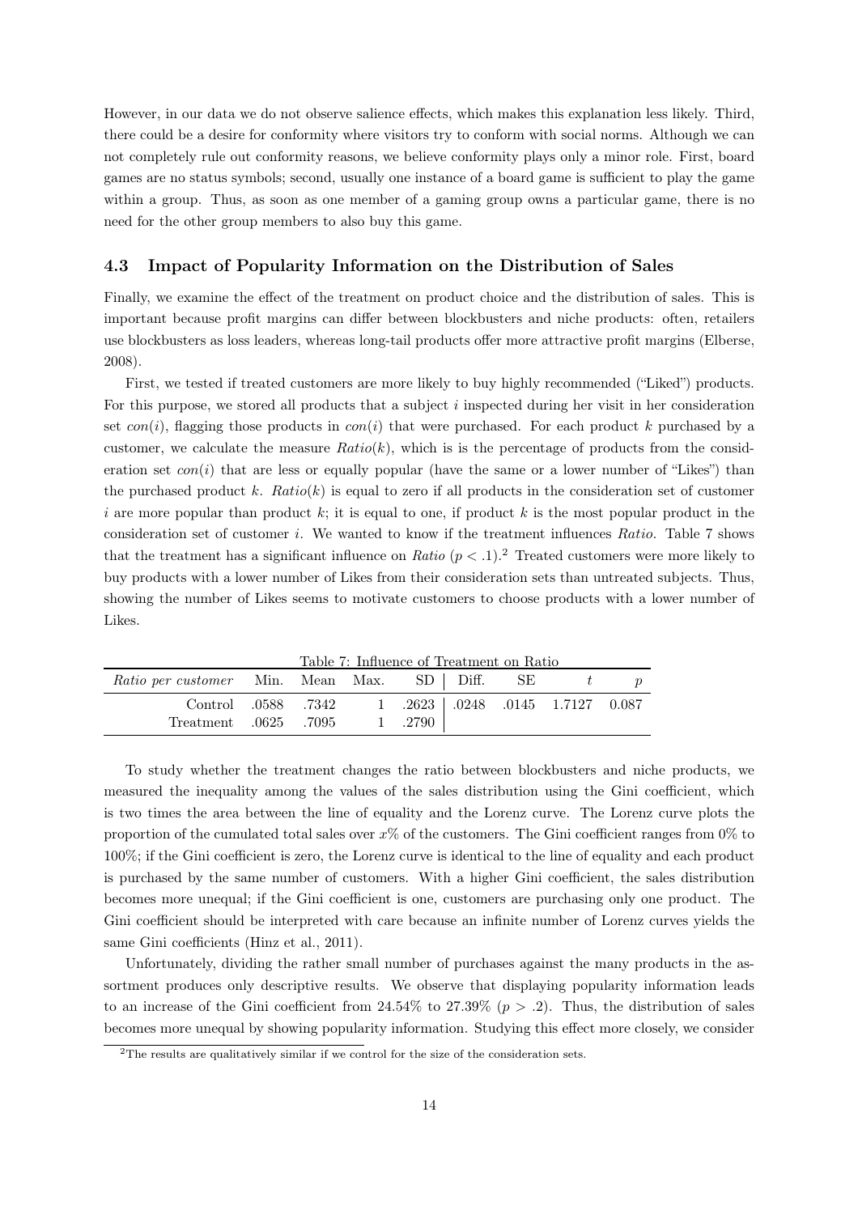However, in our data we do not observe salience effects, which makes this explanation less likely. Third, there could be a desire for conformity where visitors try to conform with social norms. Although we can not completely rule out conformity reasons, we believe conformity plays only a minor role. First, board games are no status symbols; second, usually one instance of a board game is sufficient to play the game within a group. Thus, as soon as one member of a gaming group owns a particular game, there is no need for the other group members to also buy this game.

### 4.3 Impact of Popularity Information on the Distribution of Sales

Finally, we examine the effect of the treatment on product choice and the distribution of sales. This is important because profit margins can differ between blockbusters and niche products: often, retailers use blockbusters as loss leaders, whereas long-tail products offer more attractive profit margins (Elberse, 2008).

First, we tested if treated customers are more likely to buy highly recommended ("Liked") products. For this purpose, we stored all products that a subject $i$ inspected during her visit in her consideration set $con(i)$, flagging those products in $con(i)$ that were purchased. For each product $k$ purchased by a customer, we calculate the measure $Ratio(k)$, which is is the percentage of products from the consideration set $con(i)$ that are less or equally popular (have the same or a lower number of "Likes") than the purchased product $k$. $Ratio(k)$ is equal to zero if all products in the consideration set of customer $i$ are more popular than product $k$; it is equal to one, if product $k$ is the most popular product in the consideration set of customer $i$. We wanted to know if the treatment influences *Ratio*. Table 7 shows that the treatment has a significant influence on *Ratio* ($p < .1$).[2] Treated customers were more likely to buy products with a lower number of Likes from their consideration sets than untreated subjects. Thus, showing the number of Likes seems to motivate customers to choose products with a lower number of Likes.

Table 7: Influence of Treatment on Ratio

| *Ratio per customer* | Min. | Mean | Max. | SD | Diff. | SE | $t$ | $p$ |
|---|---|---|---|---|---|---|---|---|
| Control | .0588 | .7342 | 1 | .2623 | .0248 | .0145 | 1.7127 | 0.087 |
| Treatment | .0625 | .7095 | 1 | .2790 | | | | |

To study whether the treatment changes the ratio between blockbusters and niche products, we measured the inequality among the values of the sales distribution using the Gini coefficient, which is two times the area between the line of equality and the Lorenz curve. The Lorenz curve plots the proportion of the cumulated total sales over $x$% of the customers. The Gini coefficient ranges from 0% to 100%; if the Gini coefficient is zero, the Lorenz curve is identical to the line of equality and each product is purchased by the same number of customers. With a higher Gini coefficient, the sales distribution becomes more unequal; if the Gini coefficient is one, customers are purchasing only one product. The Gini coefficient should be interpreted with care because an infinite number of Lorenz curves yields the same Gini coefficients (Hinz et al., 2011).

Unfortunately, dividing the rather small number of purchases against the many products in the assortment produces only descriptive results. We observe that displaying popularity information leads to an increase of the Gini coefficient from 24.54% to 27.39% ($p > .2$). Thus, the distribution of sales becomes more unequal by showing popularity information. Studying this effect more closely, we consider

[2] The results are qualitatively similar if we control for the size of the consideration sets.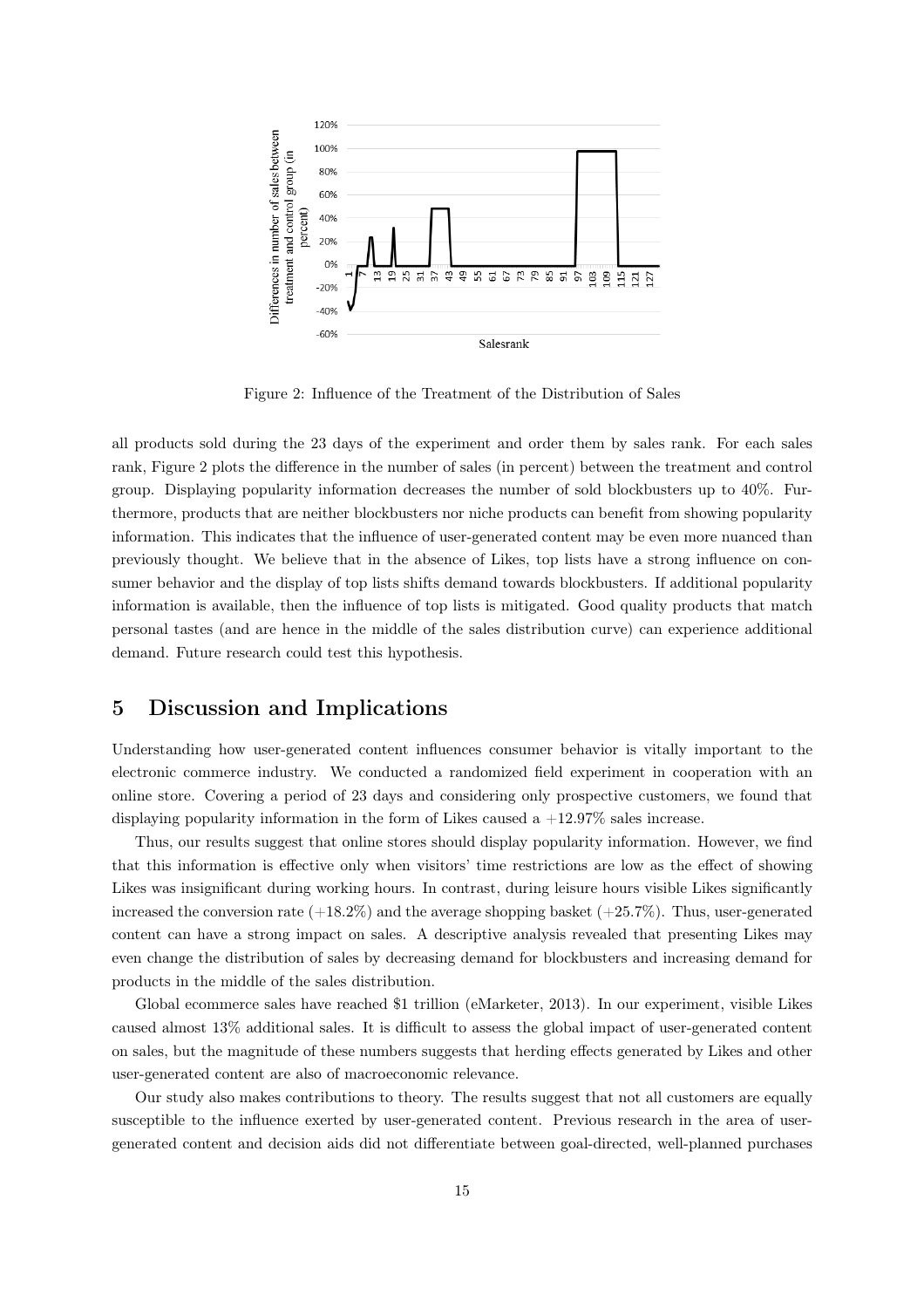Figure 2: Influence of the Treatment of the Distribution of Sales

all products sold during the 23 days of the experiment and order them by sales rank. For each sales rank, Figure 2 plots the difference in the number of sales (in percent) between the treatment and control group. Displaying popularity information decreases the number of sold blockbusters up to 40%. Furthermore, products that are neither blockbusters nor niche products can benefit from showing popularity information. This indicates that the influence of user-generated content may be even more nuanced than previously thought. We believe that in the absence of Likes, top lists have a strong influence on consumer behavior and the display of top lists shifts demand towards blockbusters. If additional popularity information is available, then the influence of top lists is mitigated. Good quality products that match personal tastes (and are hence in the middle of the sales distribution curve) can experience additional demand. Future research could test this hypothesis.

## 5 Discussion and Implications

Understanding how user-generated content influences consumer behavior is vitally important to the electronic commerce industry. We conducted a randomized field experiment in cooperation with an online store. Covering a period of 23 days and considering only prospective customers, we found that displaying popularity information in the form of Likes caused a +12.97% sales increase.

Thus, our results suggest that online stores should display popularity information. However, we find that this information is effective only when visitors' time restrictions are low as the effect of showing Likes was insignificant during working hours. In contrast, during leisure hours visible Likes significantly increased the conversion rate (+18.2%) and the average shopping basket (+25.7%). Thus, user-generated content can have a strong impact on sales. A descriptive analysis revealed that presenting Likes may even change the distribution of sales by decreasing demand for blockbusters and increasing demand for products in the middle of the sales distribution.

Global ecommerce sales have reached $1 trillion (eMarketer, 2013). In our experiment, visible Likes caused almost 13% additional sales. It is difficult to assess the global impact of user-generated content on sales, but the magnitude of these numbers suggests that herding effects generated by Likes and other user-generated content are also of macroeconomic relevance.

Our study also makes contributions to theory. The results suggest that not all customers are equally susceptible to the influence exerted by user-generated content. Previous research in the area of user-generated content and decision aids did not differentiate between goal-directed, well-planned purchases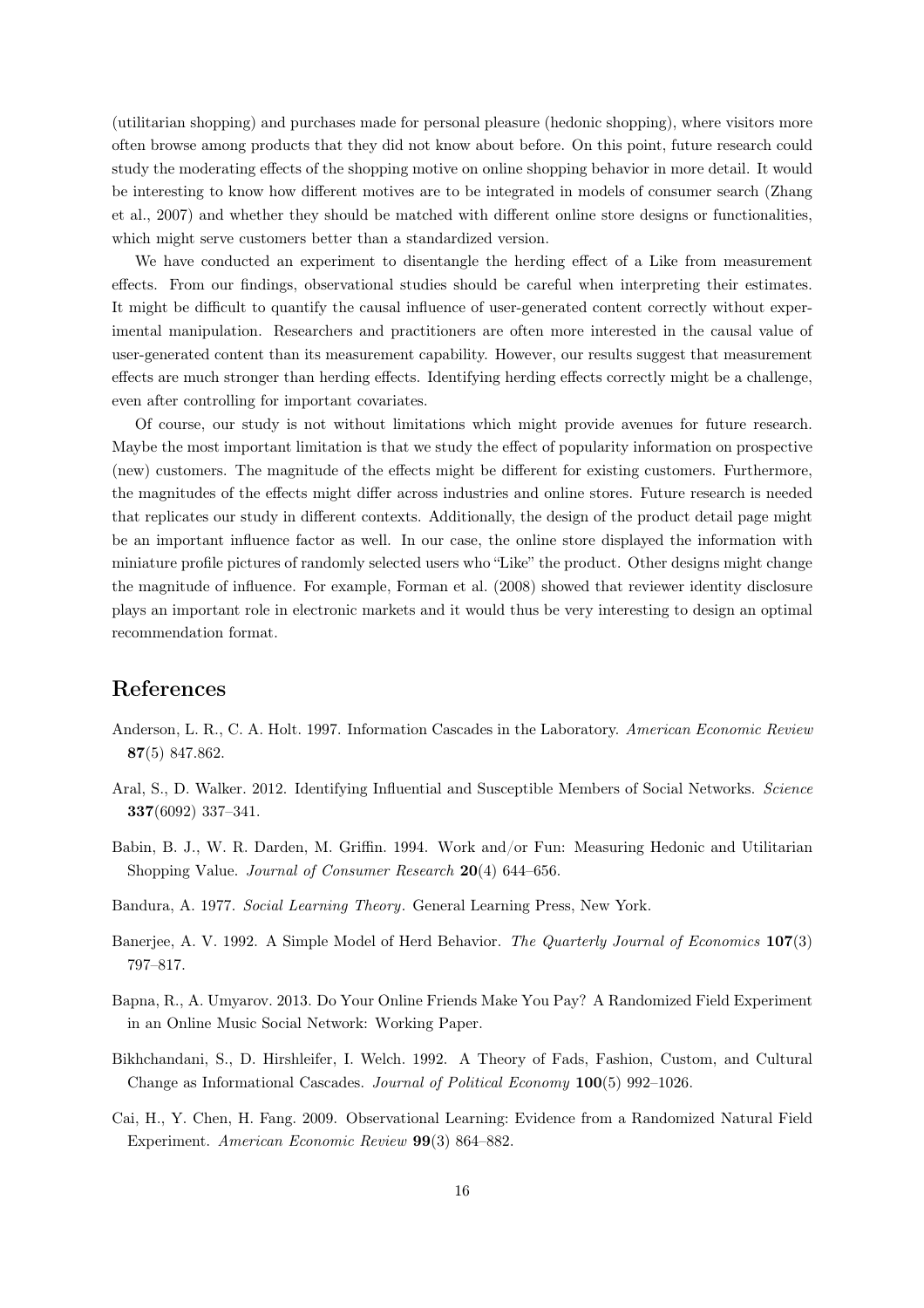(utilitarian shopping) and purchases made for personal pleasure (hedonic shopping), where visitors more often browse among products that they did not know about before. On this point, future research could study the moderating effects of the shopping motive on online shopping behavior in more detail. It would be interesting to know how different motives are to be integrated in models of consumer search (Zhang et al., 2007) and whether they should be matched with different online store designs or functionalities, which might serve customers better than a standardized version.

We have conducted an experiment to disentangle the herding effect of a Like from measurement effects. From our findings, observational studies should be careful when interpreting their estimates. It might be difficult to quantify the causal influence of user-generated content correctly without experimental manipulation. Researchers and practitioners are often more interested in the causal value of user-generated content than its measurement capability. However, our results suggest that measurement effects are much stronger than herding effects. Identifying herding effects correctly might be a challenge, even after controlling for important covariates.

Of course, our study is not without limitations which might provide avenues for future research. Maybe the most important limitation is that we study the effect of popularity information on prospective (new) customers. The magnitude of the effects might be different for existing customers. Furthermore, the magnitudes of the effects might differ across industries and online stores. Future research is needed that replicates our study in different contexts. Additionally, the design of the product detail page might be an important influence factor as well. In our case, the online store displayed the information with miniature profile pictures of randomly selected users who "Like" the product. Other designs might change the magnitude of influence. For example, Forman et al. (2008) showed that reviewer identity disclosure plays an important role in electronic markets and it would thus be very interesting to design an optimal recommendation format.

# References

Anderson, L. R., C. A. Holt. 1997. Information Cascades in the Laboratory. *American Economic Review* **87**(5) 847.862.

Aral, S., D. Walker. 2012. Identifying Influential and Susceptible Members of Social Networks. *Science* **337**(6092) 337–341.

Babin, B. J., W. R. Darden, M. Griffin. 1994. Work and/or Fun: Measuring Hedonic and Utilitarian Shopping Value. *Journal of Consumer Research* **20**(4) 644–656.

Bandura, A. 1977. *Social Learning Theory*. General Learning Press, New York.

Banerjee, A. V. 1992. A Simple Model of Herd Behavior. *The Quarterly Journal of Economics* **107**(3) 797–817.

Bapna, R., A. Umyarov. 2013. Do Your Online Friends Make You Pay? A Randomized Field Experiment in an Online Music Social Network: Working Paper.

Bikhchandani, S., D. Hirshleifer, I. Welch. 1992. A Theory of Fads, Fashion, Custom, and Cultural Change as Informational Cascades. *Journal of Political Economy* **100**(5) 992–1026.

Cai, H., Y. Chen, H. Fang. 2009. Observational Learning: Evidence from a Randomized Natural Field Experiment. *American Economic Review* **99**(3) 864–882.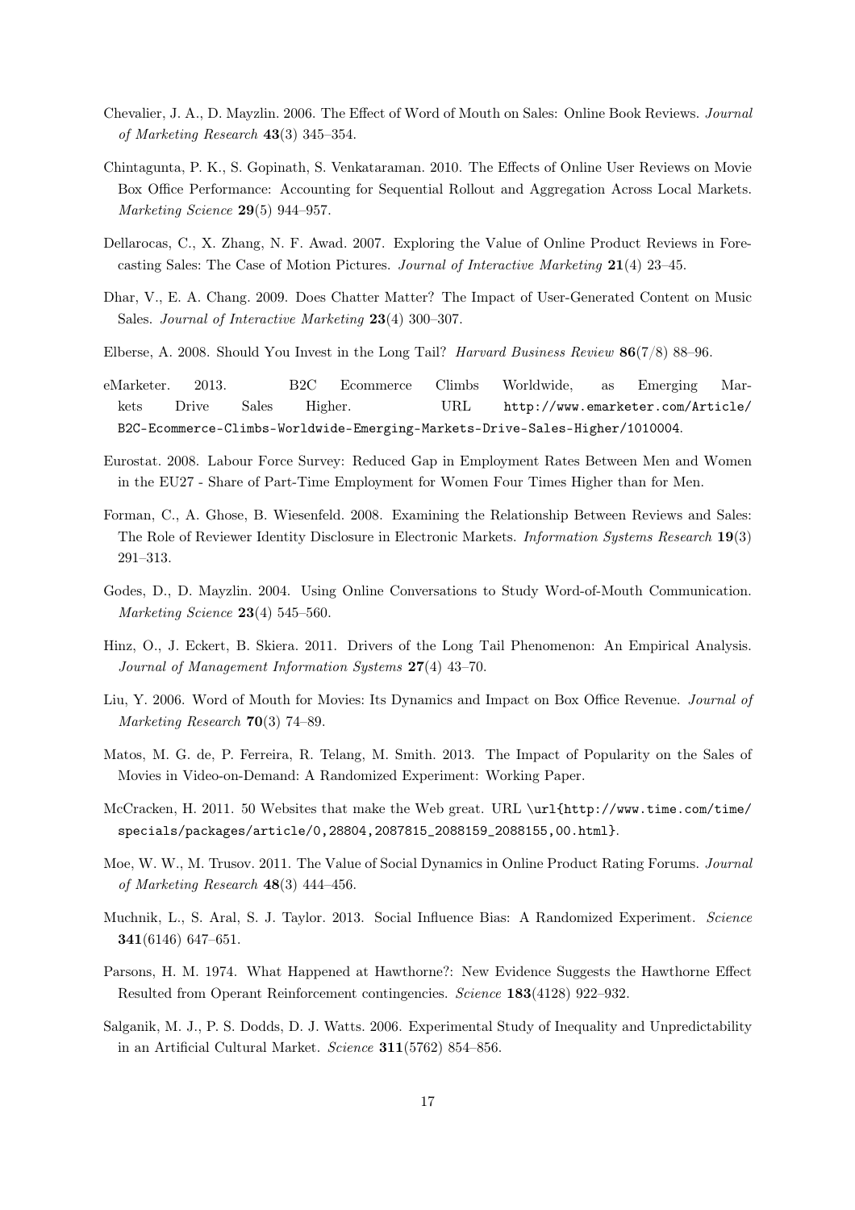Chevalier, J. A., D. Mayzlin. 2006. The Effect of Word of Mouth on Sales: Online Book Reviews. *Journal of Marketing Research* **43**(3) 345–354.

Chintagunta, P. K., S. Gopinath, S. Venkataraman. 2010. The Effects of Online User Reviews on Movie Box Office Performance: Accounting for Sequential Rollout and Aggregation Across Local Markets. *Marketing Science* **29**(5) 944–957.

Dellarocas, C., X. Zhang, N. F. Awad. 2007. Exploring the Value of Online Product Reviews in Forecasting Sales: The Case of Motion Pictures. *Journal of Interactive Marketing* **21**(4) 23–45.

Dhar, V., E. A. Chang. 2009. Does Chatter Matter? The Impact of User-Generated Content on Music Sales. *Journal of Interactive Marketing* **23**(4) 300–307.

Elberse, A. 2008. Should You Invest in the Long Tail? *Harvard Business Review* **86**(7/8) 88–96.

eMarketer. 2013. B2C Ecommerce Climbs Worldwide, as Emerging Markets Drive Sales Higher. URL `http://www.emarketer.com/Article/B2C-Ecommerce-Climbs-Worldwide-Emerging-Markets-Drive-Sales-Higher/1010004`.

Eurostat. 2008. Labour Force Survey: Reduced Gap in Employment Rates Between Men and Women in the EU27 - Share of Part-Time Employment for Women Four Times Higher than for Men.

Forman, C., A. Ghose, B. Wiesenfeld. 2008. Examining the Relationship Between Reviews and Sales: The Role of Reviewer Identity Disclosure in Electronic Markets. *Information Systems Research* **19**(3) 291–313.

Godes, D., D. Mayzlin. 2004. Using Online Conversations to Study Word-of-Mouth Communication. *Marketing Science* **23**(4) 545–560.

Hinz, O., J. Eckert, B. Skiera. 2011. Drivers of the Long Tail Phenomenon: An Empirical Analysis. *Journal of Management Information Systems* **27**(4) 43–70.

Liu, Y. 2006. Word of Mouth for Movies: Its Dynamics and Impact on Box Office Revenue. *Journal of Marketing Research* **70**(3) 74–89.

Matos, M. G. de, P. Ferreira, R. Telang, M. Smith. 2013. The Impact of Popularity on the Sales of Movies in Video-on-Demand: A Randomized Experiment: Working Paper.

McCracken, H. 2011. 50 Websites that make the Web great. URL `\url{http://www.time.com/time/specials/packages/article/0,28804,2087815_2088159_2088155,00.html}`.

Moe, W. W., M. Trusov. 2011. The Value of Social Dynamics in Online Product Rating Forums. *Journal of Marketing Research* **48**(3) 444–456.

Muchnik, L., S. Aral, S. J. Taylor. 2013. Social Influence Bias: A Randomized Experiment. *Science* **341**(6146) 647–651.

Parsons, H. M. 1974. What Happened at Hawthorne?: New Evidence Suggests the Hawthorne Effect Resulted from Operant Reinforcement contingencies. *Science* **183**(4128) 922–932.

Salganik, M. J., P. S. Dodds, D. J. Watts. 2006. Experimental Study of Inequality and Unpredictability in an Artificial Cultural Market. *Science* **311**(5762) 854–856.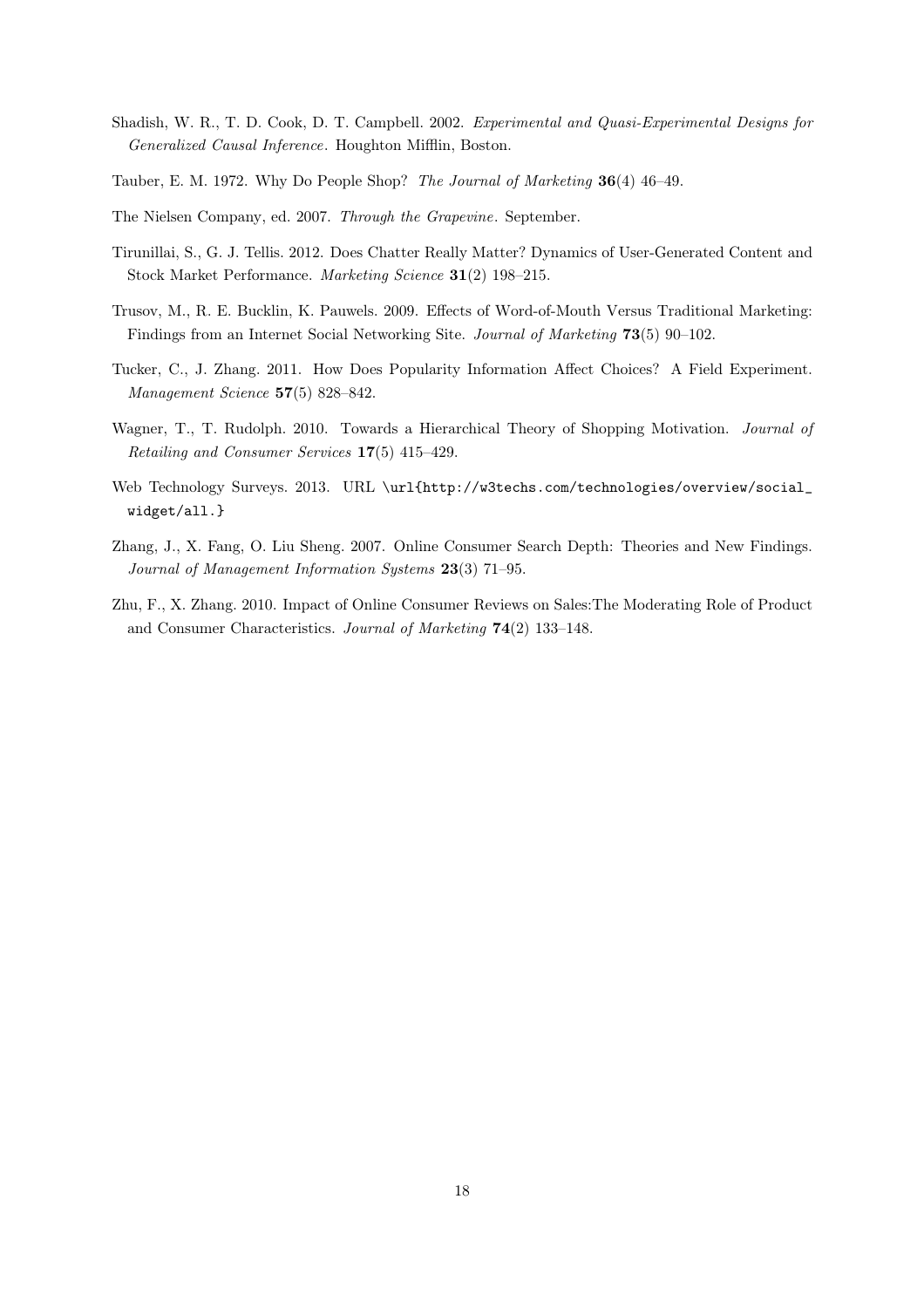Shadish, W. R., T. D. Cook, D. T. Campbell. 2002. *Experimental and Quasi-Experimental Designs for Generalized Causal Inference*. Houghton Mifflin, Boston.

Tauber, E. M. 1972. Why Do People Shop? *The Journal of Marketing* **36**(4) 46–49.

The Nielsen Company, ed. 2007. *Through the Grapevine*. September.

Tirunillai, S., G. J. Tellis. 2012. Does Chatter Really Matter? Dynamics of User-Generated Content and Stock Market Performance. *Marketing Science* **31**(2) 198–215.

Trusov, M., R. E. Bucklin, K. Pauwels. 2009. Effects of Word-of-Mouth Versus Traditional Marketing: Findings from an Internet Social Networking Site. *Journal of Marketing* **73**(5) 90–102.

Tucker, C., J. Zhang. 2011. How Does Popularity Information Affect Choices? A Field Experiment. *Management Science* **57**(5) 828–842.

Wagner, T., T. Rudolph. 2010. Towards a Hierarchical Theory of Shopping Motivation. *Journal of Retailing and Consumer Services* **17**(5) 415–429.

Web Technology Surveys. 2013. URL `\url{http://w3techs.com/technologies/overview/social_widget/all.}`

Zhang, J., X. Fang, O. Liu Sheng. 2007. Online Consumer Search Depth: Theories and New Findings. *Journal of Management Information Systems* **23**(3) 71–95.

Zhu, F., X. Zhang. 2010. Impact of Online Consumer Reviews on Sales:The Moderating Role of Product and Consumer Characteristics. *Journal of Marketing* **74**(2) 133–148.